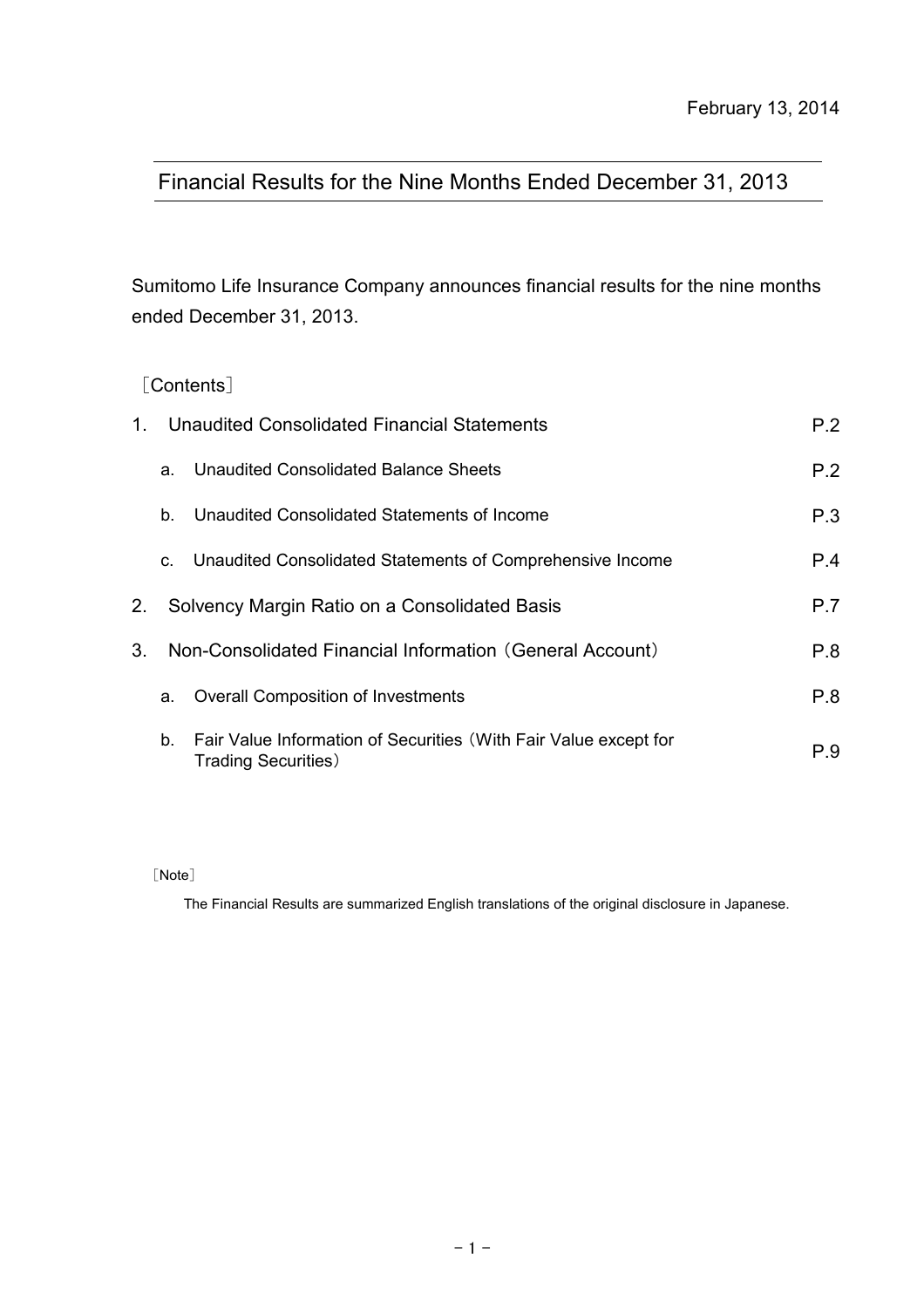February 13, 2014

# Financial Results for the Nine Months Ended December 31, 2013

Sumitomo Life Insurance Company announces financial results for the nine months ended December 31, 2013.

［Contents］

| | | |
|---|---|---|
| 1. | Unaudited Consolidated Financial Statements | P.2 |
| | a. Unaudited Consolidated Balance Sheets | P.2 |
| | b. Unaudited Consolidated Statements of Income | P.3 |
| | c. Unaudited Consolidated Statements of Comprehensive Income | P.4 |
| 2. | Solvency Margin Ratio on a Consolidated Basis | P.7 |
| 3. | Non-Consolidated Financial Information（General Account） | P.8 |
| | a. Overall Composition of Investments | P.8 |
| | b. Fair Value Information of Securities（With Fair Value except for Trading Securities） | P.9 |

［Note］

The Financial Results are summarized English translations of the original disclosure in Japanese.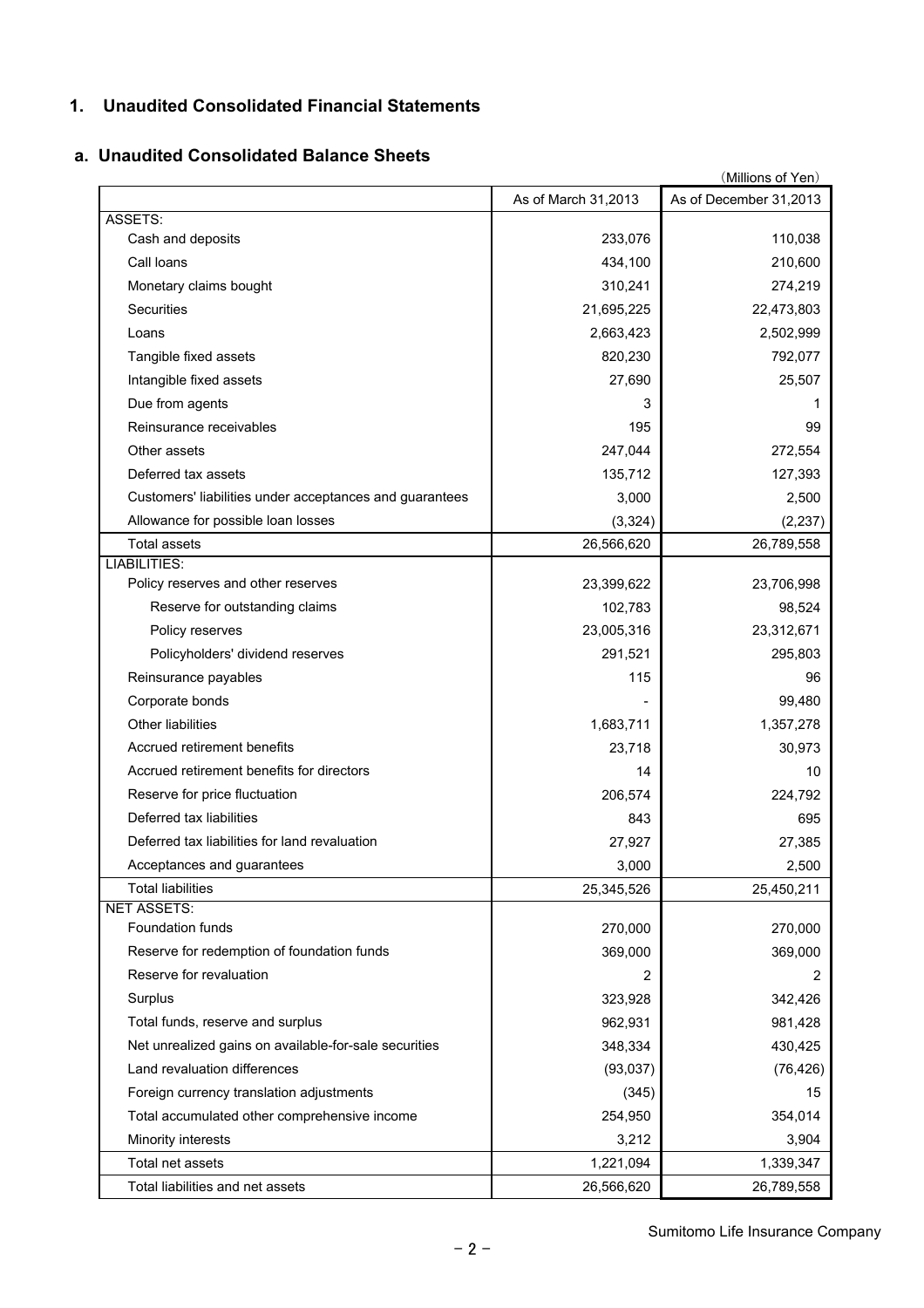## 1. Unaudited Consolidated Financial Statements

### a. Unaudited Consolidated Balance Sheets

(Millions of Yen)

| | As of March 31,2013 | As of December 31,2013 |
|---|---|---|
| ASSETS: | | |
| Cash and deposits | 233,076 | 110,038 |
| Call loans | 434,100 | 210,600 |
| Monetary claims bought | 310,241 | 274,219 |
| Securities | 21,695,225 | 22,473,803 |
| Loans | 2,663,423 | 2,502,999 |
| Tangible fixed assets | 820,230 | 792,077 |
| Intangible fixed assets | 27,690 | 25,507 |
| Due from agents | 3 | 1 |
| Reinsurance receivables | 195 | 99 |
| Other assets | 247,044 | 272,554 |
| Deferred tax assets | 135,712 | 127,393 |
| Customers' liabilities under acceptances and guarantees | 3,000 | 2,500 |
| Allowance for possible loan losses | (3,324) | (2,237) |
| Total assets | 26,566,620 | 26,789,558 |
| LIABILITIES: | | |
| Policy reserves and other reserves | 23,399,622 | 23,706,998 |
| Reserve for outstanding claims | 102,783 | 98,524 |
| Policy reserves | 23,005,316 | 23,312,671 |
| Policyholders' dividend reserves | 291,521 | 295,803 |
| Reinsurance payables | 115 | 96 |
| Corporate bonds | - | 99,480 |
| Other liabilities | 1,683,711 | 1,357,278 |
| Accrued retirement benefits | 23,718 | 30,973 |
| Accrued retirement benefits for directors | 14 | 10 |
| Reserve for price fluctuation | 206,574 | 224,792 |
| Deferred tax liabilities | 843 | 695 |
| Deferred tax liabilities for land revaluation | 27,927 | 27,385 |
| Acceptances and guarantees | 3,000 | 2,500 |
| Total liabilities | 25,345,526 | 25,450,211 |
| NET ASSETS: | | |
| Foundation funds | 270,000 | 270,000 |
| Reserve for redemption of foundation funds | 369,000 | 369,000 |
| Reserve for revaluation | 2 | 2 |
| Surplus | 323,928 | 342,426 |
| Total funds, reserve and surplus | 962,931 | 981,428 |
| Net unrealized gains on available-for-sale securities | 348,334 | 430,425 |
| Land revaluation differences | (93,037) | (76,426) |
| Foreign currency translation adjustments | (345) | 15 |
| Total accumulated other comprehensive income | 254,950 | 354,014 |
| Minority interests | 3,212 | 3,904 |
| Total net assets | 1,221,094 | 1,339,347 |
| Total liabilities and net assets | 26,566,620 | 26,789,558 |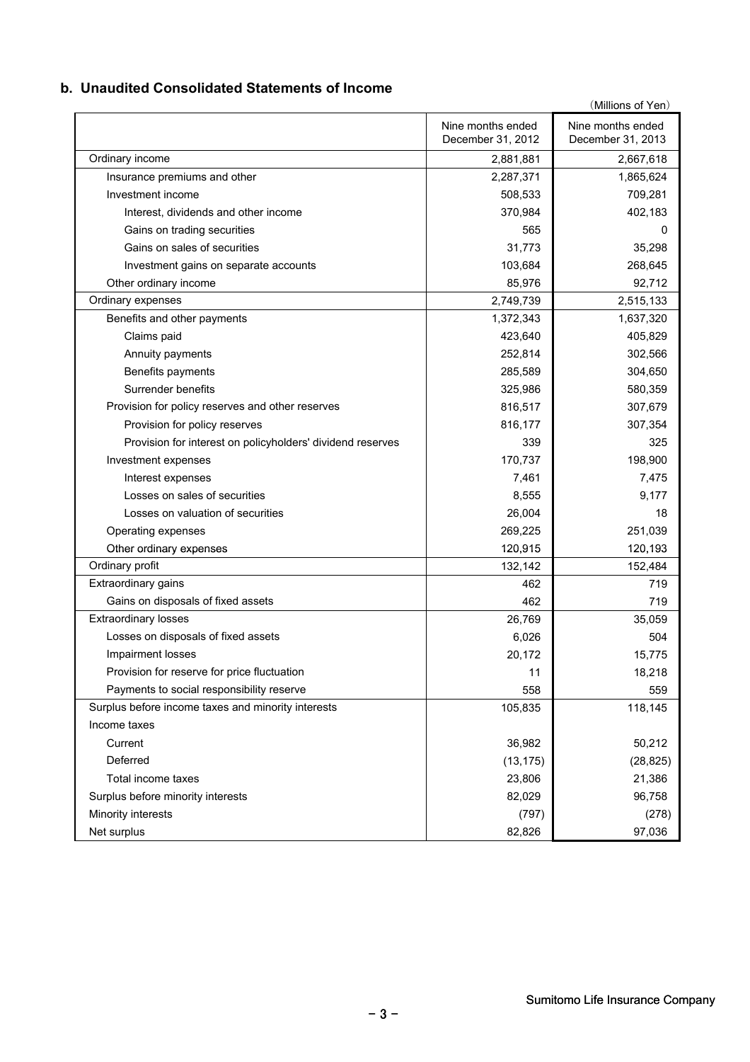## b. Unaudited Consolidated Statements of Income

(Millions of Yen)

| | Nine months ended December 31, 2012 | Nine months ended December 31, 2013 |
|---|---|---|
| Ordinary income | 2,881,881 | 2,667,618 |
| Insurance premiums and other | 2,287,371 | 1,865,624 |
| Investment income | 508,533 | 709,281 |
| Interest, dividends and other income | 370,984 | 402,183 |
| Gains on trading securities | 565 | 0 |
| Gains on sales of securities | 31,773 | 35,298 |
| Investment gains on separate accounts | 103,684 | 268,645 |
| Other ordinary income | 85,976 | 92,712 |
| Ordinary expenses | 2,749,739 | 2,515,133 |
| Benefits and other payments | 1,372,343 | 1,637,320 |
| Claims paid | 423,640 | 405,829 |
| Annuity payments | 252,814 | 302,566 |
| Benefits payments | 285,589 | 304,650 |
| Surrender benefits | 325,986 | 580,359 |
| Provision for policy reserves and other reserves | 816,517 | 307,679 |
| Provision for policy reserves | 816,177 | 307,354 |
| Provision for interest on policyholders' dividend reserves | 339 | 325 |
| Investment expenses | 170,737 | 198,900 |
| Interest expenses | 7,461 | 7,475 |
| Losses on sales of securities | 8,555 | 9,177 |
| Losses on valuation of securities | 26,004 | 18 |
| Operating expenses | 269,225 | 251,039 |
| Other ordinary expenses | 120,915 | 120,193 |
| Ordinary profit | 132,142 | 152,484 |
| Extraordinary gains | 462 | 719 |
| Gains on disposals of fixed assets | 462 | 719 |
| Extraordinary losses | 26,769 | 35,059 |
| Losses on disposals of fixed assets | 6,026 | 504 |
| Impairment losses | 20,172 | 15,775 |
| Provision for reserve for price fluctuation | 11 | 18,218 |
| Payments to social responsibility reserve | 558 | 559 |
| Surplus before income taxes and minority interests | 105,835 | 118,145 |
| Income taxes | | |
| Current | 36,982 | 50,212 |
| Deferred | (13,175) | (28,825) |
| Total income taxes | 23,806 | 21,386 |
| Surplus before minority interests | 82,029 | 96,758 |
| Minority interests | (797) | (278) |
| Net surplus | 82,826 | 97,036 |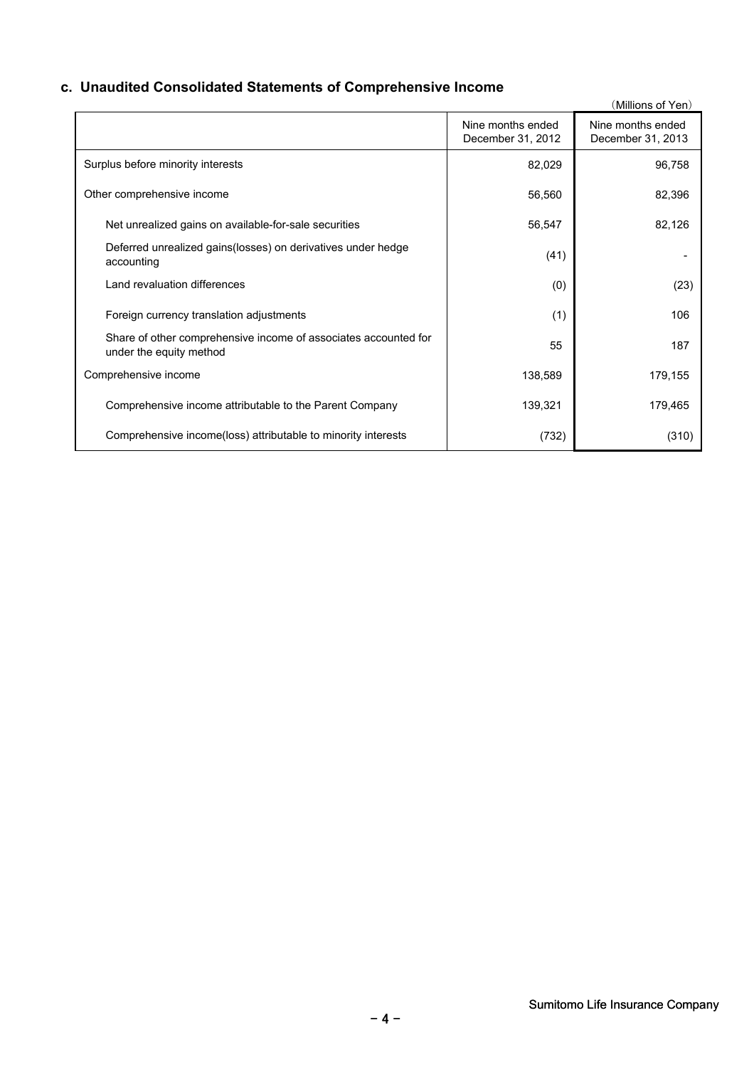## c. Unaudited Consolidated Statements of Comprehensive Income

(Millions of Yen)

| | Nine months ended December 31, 2012 | Nine months ended December 31, 2013 |
|---|---|---|
| Surplus before minority interests | 82,029 | 96,758 |
| Other comprehensive income | 56,560 | 82,396 |
| Net unrealized gains on available-for-sale securities | 56,547 | 82,126 |
| Deferred unrealized gains(losses) on derivatives under hedge accounting | (41) | - |
| Land revaluation differences | (0) | (23) |
| Foreign currency translation adjustments | (1) | 106 |
| Share of other comprehensive income of associates accounted for under the equity method | 55 | 187 |
| Comprehensive income | 138,589 | 179,155 |
| Comprehensive income attributable to the Parent Company | 139,321 | 179,465 |
| Comprehensive income(loss) attributable to minority interests | (732) | (310) |

Sumitomo Life Insurance Company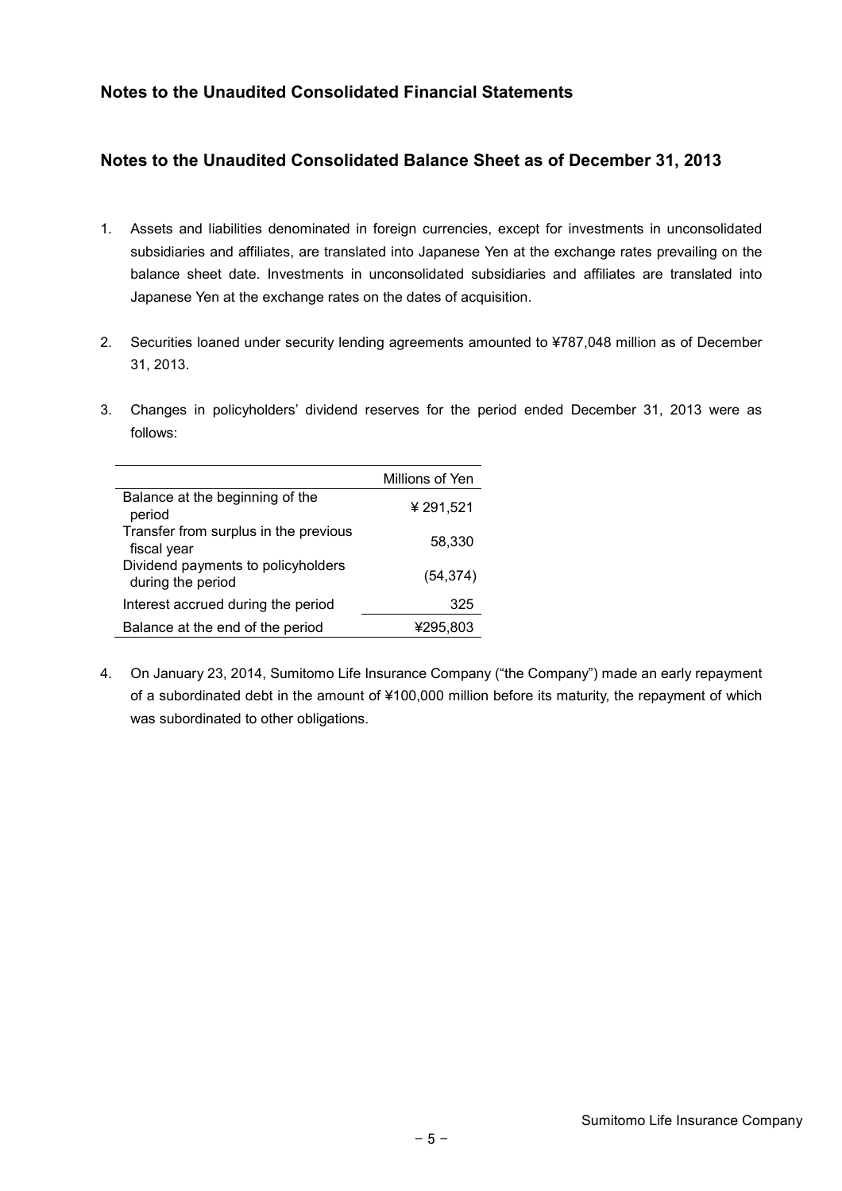## Notes to the Unaudited Consolidated Financial Statements

## Notes to the Unaudited Consolidated Balance Sheet as of December 31, 2013

1. Assets and liabilities denominated in foreign currencies, except for investments in unconsolidated subsidiaries and affiliates, are translated into Japanese Yen at the exchange rates prevailing on the balance sheet date. Investments in unconsolidated subsidiaries and affiliates are translated into Japanese Yen at the exchange rates on the dates of acquisition.

2. Securities loaned under security lending agreements amounted to ¥787,048 million as of December 31, 2013.

3. Changes in policyholders' dividend reserves for the period ended December 31, 2013 were as follows:

| | Millions of Yen |
|---|---|
| Balance at the beginning of the period | ¥ 291,521 |
| Transfer from surplus in the previous fiscal year | 58,330 |
| Dividend payments to policyholders during the period | (54,374) |
| Interest accrued during the period | 325 |
| Balance at the end of the period | ¥295,803 |

4. On January 23, 2014, Sumitomo Life Insurance Company ("the Company") made an early repayment of a subordinated debt in the amount of ¥100,000 million before its maturity, the repayment of which was subordinated to other obligations.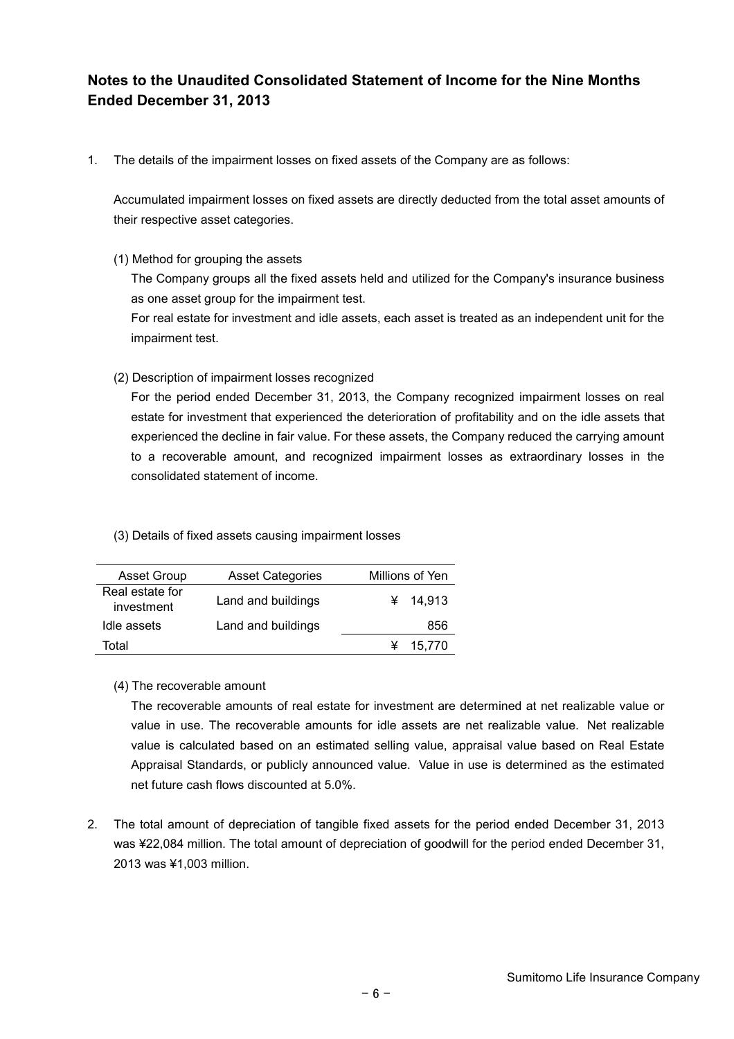## Notes to the Unaudited Consolidated Statement of Income for the Nine Months Ended December 31, 2013

1. The details of the impairment losses on fixed assets of the Company are as follows:

   Accumulated impairment losses on fixed assets are directly deducted from the total asset amounts of their respective asset categories.

   (1) Method for grouping the assets

   The Company groups all the fixed assets held and utilized for the Company's insurance business as one asset group for the impairment test.

   For real estate for investment and idle assets, each asset is treated as an independent unit for the impairment test.

   (2) Description of impairment losses recognized

   For the period ended December 31, 2013, the Company recognized impairment losses on real estate for investment that experienced the deterioration of profitability and on the idle assets that experienced the decline in fair value. For these assets, the Company reduced the carrying amount to a recoverable amount, and recognized impairment losses as extraordinary losses in the consolidated statement of income.

   (3) Details of fixed assets causing impairment losses

| Asset Group | Asset Categories | Millions of Yen |
|---|---|---|
| Real estate for investment | Land and buildings | ¥ 14,913 |
| Idle assets | Land and buildings | 856 |
| Total | | ¥ 15,770 |

   (4) The recoverable amount

   The recoverable amounts of real estate for investment are determined at net realizable value or value in use. The recoverable amounts for idle assets are net realizable value. Net realizable value is calculated based on an estimated selling value, appraisal value based on Real Estate Appraisal Standards, or publicly announced value. Value in use is determined as the estimated net future cash flows discounted at 5.0%.

2. The total amount of depreciation of tangible fixed assets for the period ended December 31, 2013 was ¥22,084 million. The total amount of depreciation of goodwill for the period ended December 31, 2013 was ¥1,003 million.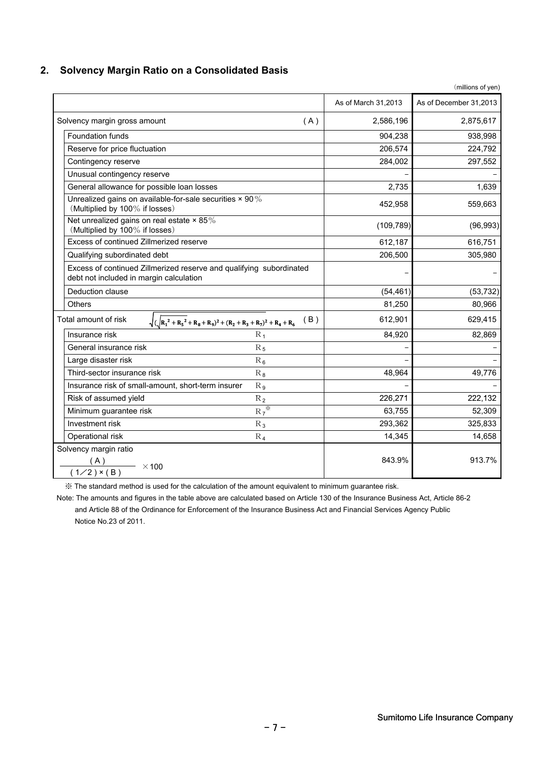## 2. Solvency Margin Ratio on a Consolidated Basis

(millions of yen)

| | | As of March 31,2013 | As of December 31,2013 |
|---|---|---|---|
| Solvency margin gross amount | (A) | 2,586,196 | 2,875,617 |
| Foundation funds | | 904,238 | 938,998 |
| Reserve for price fluctuation | | 206,574 | 224,792 |
| Contingency reserve | | 284,002 | 297,552 |
| Unusual contingency reserve | | – | – |
| General allowance for possible loan losses | | 2,735 | 1,639 |
| Unrealized gains on available-for-sale securities × 90% (Multiplied by 100% if losses) | | 452,958 | 559,663 |
| Net unrealized gains on real estate × 85% (Multiplied by 100% if losses) | | (109,789) | (96,993) |
| Excess of continued Zillmerized reserve | | 612,187 | 616,751 |
| Qualifying subordinated debt | | 206,500 | 305,980 |
| Excess of continued Zillmerized reserve and qualifying subordinated debt not included in margin calculation | | – | – |
| Deduction clause | | (54,461) | (53,732) |
| Others | | 81,250 | 80,966 |
| Total amount of risk $\sqrt{(\sqrt{R_1^2+R_5^2}+R_8+R_9)^2+(R_2+R_3+R_7)^2}+R_4+R_6$ | (B) | 612,901 | 629,415 |
| Insurance risk | $R_1$ | 84,920 | 82,869 |
| General insurance risk | $R_5$ | – | – |
| Large disaster risk | $R_6$ | – | – |
| Third-sector insurance risk | $R_8$ | 48,964 | 49,776 |
| Insurance risk of small-amount, short-term insurer | $R_9$ | – | – |
| Risk of assumed yield | $R_2$ | 226,271 | 222,132 |
| Minimum guarantee risk | $R_7$ ※ | 63,755 | 52,309 |
| Investment risk | $R_3$ | 293,362 | 325,833 |
| Operational risk | $R_4$ | 14,345 | 14,658 |
| Solvency margin ratio $\dfrac{(A)}{(1/2)\times(B)}\times 100$ | | 843.9% | 913.7% |

※ The standard method is used for the calculation of the amount equivalent to minimum guarantee risk.

Note: The amounts and figures in the table above are calculated based on Article 130 of the Insurance Business Act, Article 86-2 and Article 88 of the Ordinance for Enforcement of the Insurance Business Act and Financial Services Agency Public Notice No.23 of 2011.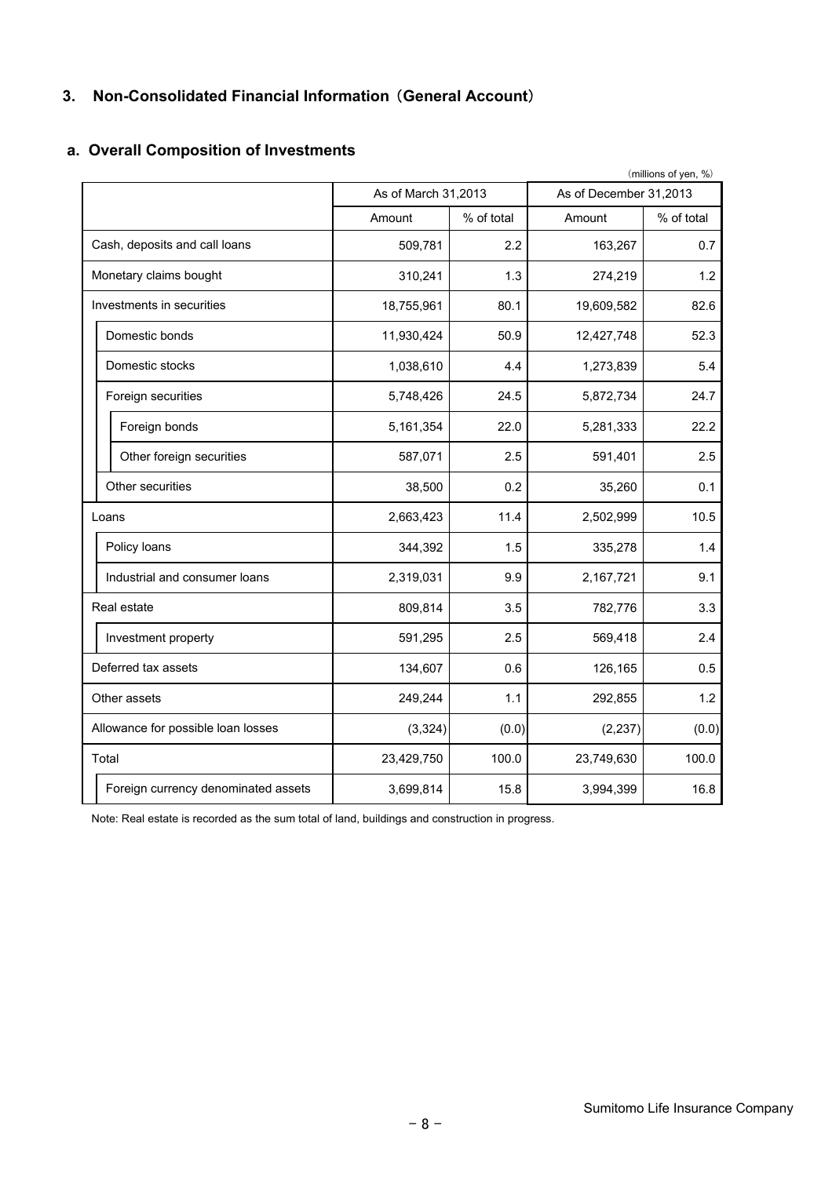## 3. Non-Consolidated Financial Information（General Account）

### a. Overall Composition of Investments

（millions of yen, %）

| | As of March 31,2013 | | As of December 31,2013 | |
|---|---|---|---|---|
| | Amount | % of total | Amount | % of total |
| Cash, deposits and call loans | 509,781 | 2.2 | 163,267 | 0.7 |
| Monetary claims bought | 310,241 | 1.3 | 274,219 | 1.2 |
| Investments in securities | 18,755,961 | 80.1 | 19,609,582 | 82.6 |
| Domestic bonds | 11,930,424 | 50.9 | 12,427,748 | 52.3 |
| Domestic stocks | 1,038,610 | 4.4 | 1,273,839 | 5.4 |
| Foreign securities | 5,748,426 | 24.5 | 5,872,734 | 24.7 |
| Foreign bonds | 5,161,354 | 22.0 | 5,281,333 | 22.2 |
| Other foreign securities | 587,071 | 2.5 | 591,401 | 2.5 |
| Other securities | 38,500 | 0.2 | 35,260 | 0.1 |
| Loans | 2,663,423 | 11.4 | 2,502,999 | 10.5 |
| Policy loans | 344,392 | 1.5 | 335,278 | 1.4 |
| Industrial and consumer loans | 2,319,031 | 9.9 | 2,167,721 | 9.1 |
| Real estate | 809,814 | 3.5 | 782,776 | 3.3 |
| Investment property | 591,295 | 2.5 | 569,418 | 2.4 |
| Deferred tax assets | 134,607 | 0.6 | 126,165 | 0.5 |
| Other assets | 249,244 | 1.1 | 292,855 | 1.2 |
| Allowance for possible loan losses | (3,324) | (0.0) | (2,237) | (0.0) |
| Total | 23,429,750 | 100.0 | 23,749,630 | 100.0 |
| Foreign currency denominated assets | 3,699,814 | 15.8 | 3,994,399 | 16.8 |

Note: Real estate is recorded as the sum total of land, buildings and construction in progress.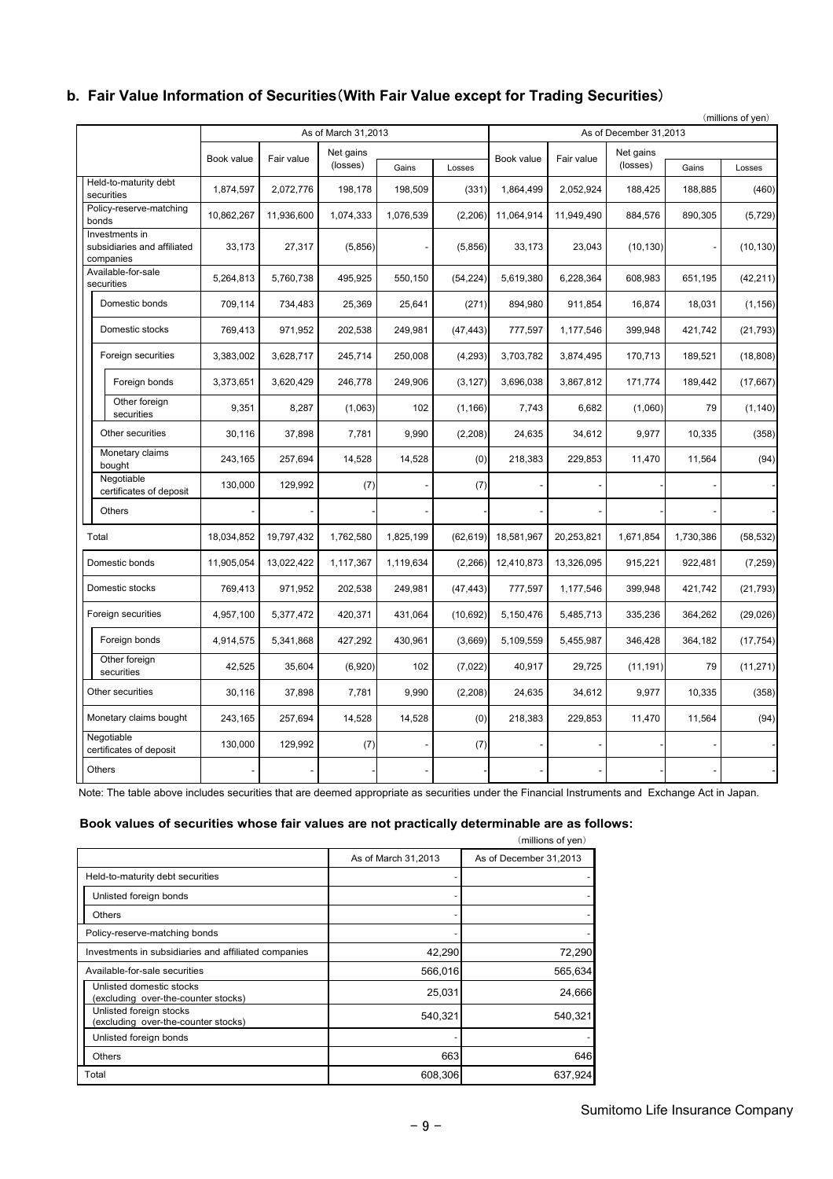## b. Fair Value Information of Securities（With Fair Value except for Trading Securities）

（millions of yen）

| | As of March 31,2013 | | | | | As of December 31,2013 | | | | |
|---|---|---|---|---|---|---|---|---|---|---|
| | Book value | Fair value | Net gains (losses) | Gains | Losses | Book value | Fair value | Net gains (losses) | Gains | Losses |
| Held-to-maturity debt securities | 1,874,597 | 2,072,776 | 198,178 | 198,509 | (331) | 1,864,499 | 2,052,924 | 188,425 | 188,885 | (460) |
| Policy-reserve-matching bonds | 10,862,267 | 11,936,600 | 1,074,333 | 1,076,539 | (2,206) | 11,064,914 | 11,949,490 | 884,576 | 890,305 | (5,729) |
| Investments in subsidiaries and affiliated companies | 33,173 | 27,317 | (5,856) | - | (5,856) | 33,173 | 23,043 | (10,130) | - | (10,130) |
| Available-for-sale securities | 5,264,813 | 5,760,738 | 495,925 | 550,150 | (54,224) | 5,619,380 | 6,228,364 | 608,983 | 651,195 | (42,211) |
| Domestic bonds | 709,114 | 734,483 | 25,369 | 25,641 | (271) | 894,980 | 911,854 | 16,874 | 18,031 | (1,156) |
| Domestic stocks | 769,413 | 971,952 | 202,538 | 249,981 | (47,443) | 777,597 | 1,177,546 | 399,948 | 421,742 | (21,793) |
| Foreign securities | 3,383,002 | 3,628,717 | 245,714 | 250,008 | (4,293) | 3,703,782 | 3,874,495 | 170,713 | 189,521 | (18,808) |
| Foreign bonds | 3,373,651 | 3,620,429 | 246,778 | 249,906 | (3,127) | 3,696,038 | 3,867,812 | 171,774 | 189,442 | (17,667) |
| Other foreign securities | 9,351 | 8,287 | (1,063) | 102 | (1,166) | 7,743 | 6,682 | (1,060) | 79 | (1,140) |
| Other securities | 30,116 | 37,898 | 7,781 | 9,990 | (2,208) | 24,635 | 34,612 | 9,977 | 10,335 | (358) |
| Monetary claims bought | 243,165 | 257,694 | 14,528 | 14,528 | (0) | 218,383 | 229,853 | 11,470 | 11,564 | (94) |
| Negotiable certificates of deposit | 130,000 | 129,992 | (7) | - | (7) | - | - | - | - | - |
| Others | - | - | - | - | - | - | - | - | - | - |
| Total | 18,034,852 | 19,797,432 | 1,762,580 | 1,825,199 | (62,619) | 18,581,967 | 20,253,821 | 1,671,854 | 1,730,386 | (58,532) |
| Domestic bonds | 11,905,054 | 13,022,422 | 1,117,367 | 1,119,634 | (2,266) | 12,410,873 | 13,326,095 | 915,221 | 922,481 | (7,259) |
| Domestic stocks | 769,413 | 971,952 | 202,538 | 249,981 | (47,443) | 777,597 | 1,177,546 | 399,948 | 421,742 | (21,793) |
| Foreign securities | 4,957,100 | 5,377,472 | 420,371 | 431,064 | (10,692) | 5,150,476 | 5,485,713 | 335,236 | 364,262 | (29,026) |
| Foreign bonds | 4,914,575 | 5,341,868 | 427,292 | 430,961 | (3,669) | 5,109,559 | 5,455,987 | 346,428 | 364,182 | (17,754) |
| Other foreign securities | 42,525 | 35,604 | (6,920) | 102 | (7,022) | 40,917 | 29,725 | (11,191) | 79 | (11,271) |
| Other securities | 30,116 | 37,898 | 7,781 | 9,990 | (2,208) | 24,635 | 34,612 | 9,977 | 10,335 | (358) |
| Monetary claims bought | 243,165 | 257,694 | 14,528 | 14,528 | (0) | 218,383 | 229,853 | 11,470 | 11,564 | (94) |
| Negotiable certificates of deposit | 130,000 | 129,992 | (7) | - | (7) | - | - | - | - | - |
| Others | - | - | - | - | - | - | - | - | - | - |

Note: The table above includes securities that are deemed appropriate as securities under the Financial Instruments and Exchange Act in Japan.

**Book values of securities whose fair values are not practically determinable are as follows:**

（millions of yen）

| | As of March 31,2013 | As of December 31,2013 |
|---|---|---|
| Held-to-maturity debt securities | - | - |
| Unlisted foreign bonds | - | - |
| Others | - | - |
| Policy-reserve-matching bonds | - | - |
| Investments in subsidiaries and affiliated companies | 42,290 | 72,290 |
| Available-for-sale securities | 566,016 | 565,634 |
| Unlisted domestic stocks (excluding over-the-counter stocks) | 25,031 | 24,666 |
| Unlisted foreign stocks (excluding over-the-counter stocks) | 540,321 | 540,321 |
| Unlisted foreign bonds | - | - |
| Others | 663 | 646 |
| Total | 608,306 | 637,924 |